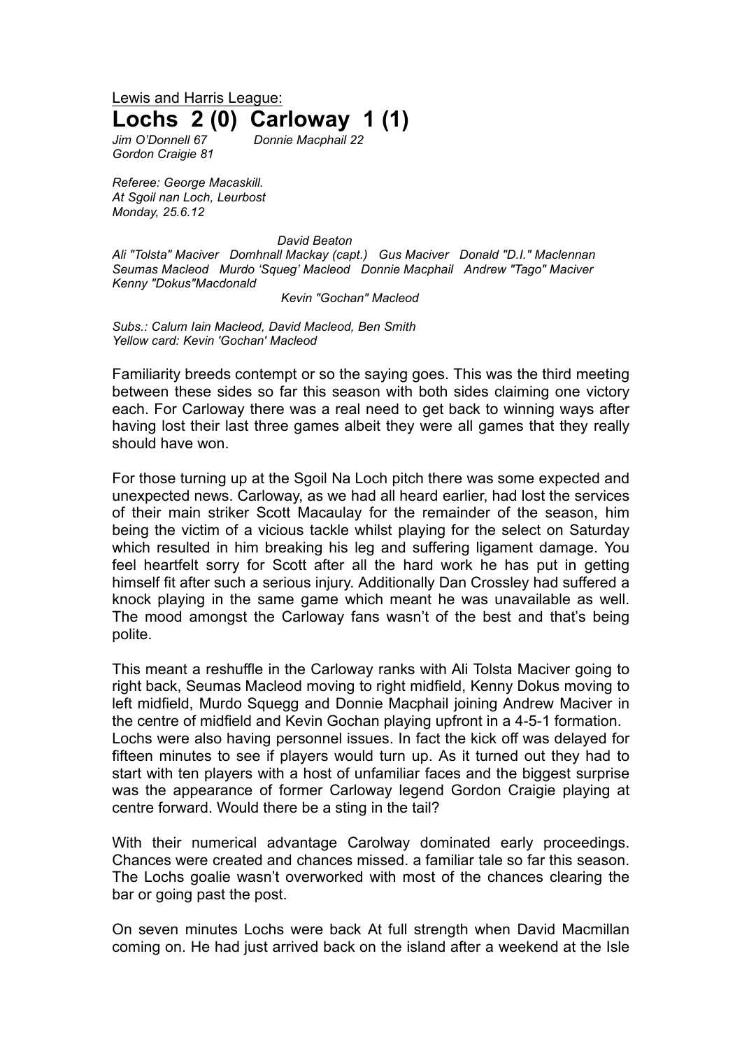<u>Lewis and Harris League:</u>

# Lochs 2 (0) Carloway 1 (1)

*Jim O'Donnell 67 Donnie Macphail 22*
*Gordon Craigie 81*

*Referee: George Macaskill.*
*At Sgoil nan Loch, Leurbost*
*Monday, 25.6.12*

*David Beaton*
*Ali "Tolsta" Maciver Domhnall Mackay (capt.) Gus Maciver Donald "D.I." Maclennan*
*Seumas Macleod Murdo 'Squeg' Macleod Donnie Macphail Andrew "Tago" Maciver*
*Kenny "Dokus"Macdonald*
*Kevin "Gochan" Macleod*

*Subs.: Calum Iain Macleod, David Macleod, Ben Smith*
*Yellow card: Kevin 'Gochan' Macleod*

Familiarity breeds contempt or so the saying goes. This was the third meeting between these sides so far this season with both sides claiming one victory each. For Carloway there was a real need to get back to winning ways after having lost their last three games albeit they were all games that they really should have won.

For those turning up at the Sgoil Na Loch pitch there was some expected and unexpected news. Carloway, as we had all heard earlier, had lost the services of their main striker Scott Macaulay for the remainder of the season, him being the victim of a vicious tackle whilst playing for the select on Saturday which resulted in him breaking his leg and suffering ligament damage. You feel heartfelt sorry for Scott after all the hard work he has put in getting himself fit after such a serious injury. Additionally Dan Crossley had suffered a knock playing in the same game which meant he was unavailable as well. The mood amongst the Carloway fans wasn't of the best and that's being polite.

This meant a reshuffle in the Carloway ranks with Ali Tolsta Maciver going to right back, Seumas Macleod moving to right midfield, Kenny Dokus moving to left midfield, Murdo Squegg and Donnie Macphail joining Andrew Maciver in the centre of midfield and Kevin Gochan playing upfront in a 4-5-1 formation.
Lochs were also having personnel issues. In fact the kick off was delayed for fifteen minutes to see if players would turn up. As it turned out they had to start with ten players with a host of unfamiliar faces and the biggest surprise was the appearance of former Carloway legend Gordon Craigie playing at centre forward. Would there be a sting in the tail?

With their numerical advantage Carolway dominated early proceedings. Chances were created and chances missed. a familiar tale so far this season. The Lochs goalie wasn't overworked with most of the chances clearing the bar or going past the post.

On seven minutes Lochs were back At full strength when David Macmillan coming on. He had just arrived back on the island after a weekend at the Isle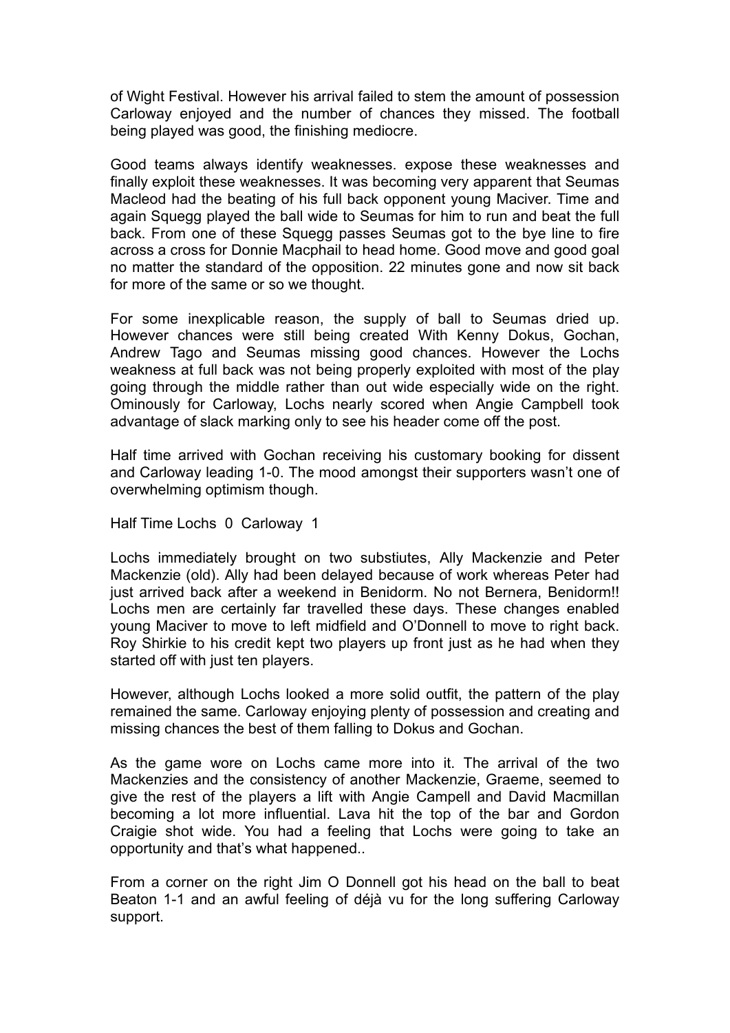of Wight Festival. However his arrival failed to stem the amount of possession Carloway enjoyed and the number of chances they missed. The football being played was good, the finishing mediocre.

Good teams always identify weaknesses. expose these weaknesses and finally exploit these weaknesses. It was becoming very apparent that Seumas Macleod had the beating of his full back opponent young Maciver. Time and again Squegg played the ball wide to Seumas for him to run and beat the full back. From one of these Squegg passes Seumas got to the bye line to fire across a cross for Donnie Macphail to head home. Good move and good goal no matter the standard of the opposition. 22 minutes gone and now sit back for more of the same or so we thought.

For some inexplicable reason, the supply of ball to Seumas dried up. However chances were still being created With Kenny Dokus, Gochan, Andrew Tago and Seumas missing good chances. However the Lochs weakness at full back was not being properly exploited with most of the play going through the middle rather than out wide especially wide on the right. Ominously for Carloway, Lochs nearly scored when Angie Campbell took advantage of slack marking only to see his header come off the post.

Half time arrived with Gochan receiving his customary booking for dissent and Carloway leading 1-0. The mood amongst their supporters wasn't one of overwhelming optimism though.

Half Time Lochs 0 Carloway 1

Lochs immediately brought on two substiutes, Ally Mackenzie and Peter Mackenzie (old). Ally had been delayed because of work whereas Peter had just arrived back after a weekend in Benidorm. No not Bernera, Benidorm!! Lochs men are certainly far travelled these days. These changes enabled young Maciver to move to left midfield and O'Donnell to move to right back. Roy Shirkie to his credit kept two players up front just as he had when they started off with just ten players.

However, although Lochs looked a more solid outfit, the pattern of the play remained the same. Carloway enjoying plenty of possession and creating and missing chances the best of them falling to Dokus and Gochan.

As the game wore on Lochs came more into it. The arrival of the two Mackenzies and the consistency of another Mackenzie, Graeme, seemed to give the rest of the players a lift with Angie Campell and David Macmillan becoming a lot more influential. Lava hit the top of the bar and Gordon Craigie shot wide. You had a feeling that Lochs were going to take an opportunity and that's what happened..

From a corner on the right Jim O Donnell got his head on the ball to beat Beaton 1-1 and an awful feeling of déjà vu for the long suffering Carloway support.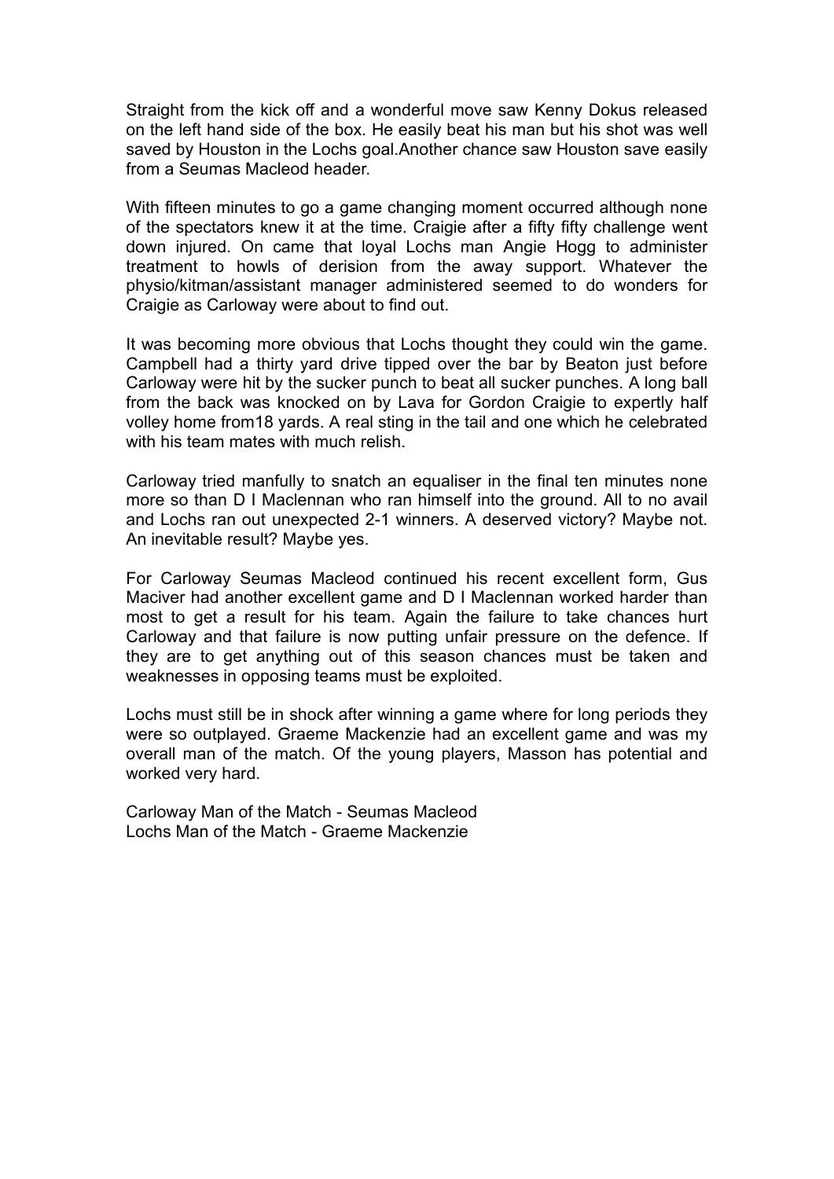Straight from the kick off and a wonderful move saw Kenny Dokus released on the left hand side of the box. He easily beat his man but his shot was well saved by Houston in the Lochs goal.Another chance saw Houston save easily from a Seumas Macleod header.

With fifteen minutes to go a game changing moment occurred although none of the spectators knew it at the time. Craigie after a fifty fifty challenge went down injured. On came that loyal Lochs man Angie Hogg to administer treatment to howls of derision from the away support. Whatever the physio/kitman/assistant manager administered seemed to do wonders for Craigie as Carloway were about to find out.

It was becoming more obvious that Lochs thought they could win the game. Campbell had a thirty yard drive tipped over the bar by Beaton just before Carloway were hit by the sucker punch to beat all sucker punches. A long ball from the back was knocked on by Lava for Gordon Craigie to expertly half volley home from18 yards. A real sting in the tail and one which he celebrated with his team mates with much relish.

Carloway tried manfully to snatch an equaliser in the final ten minutes none more so than D I Maclennan who ran himself into the ground. All to no avail and Lochs ran out unexpected 2-1 winners. A deserved victory? Maybe not. An inevitable result? Maybe yes.

For Carloway Seumas Macleod continued his recent excellent form, Gus Maciver had another excellent game and D I Maclennan worked harder than most to get a result for his team. Again the failure to take chances hurt Carloway and that failure is now putting unfair pressure on the defence. If they are to get anything out of this season chances must be taken and weaknesses in opposing teams must be exploited.

Lochs must still be in shock after winning a game where for long periods they were so outplayed. Graeme Mackenzie had an excellent game and was my overall man of the match. Of the young players, Masson has potential and worked very hard.

Carloway Man of the Match - Seumas Macleod
Lochs Man of the Match - Graeme Mackenzie